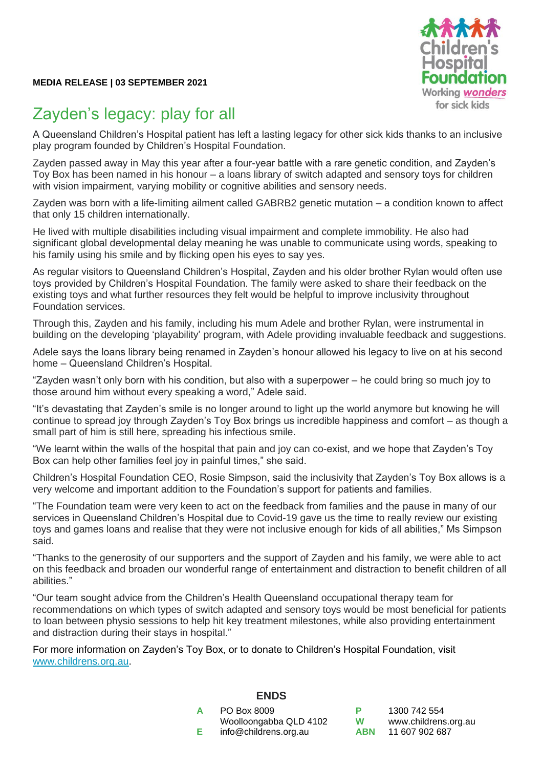**MEDIA RELEASE | 03 SEPTEMBER 2021**

# Zayden's legacy: play for all

A Queensland Children's Hospital patient has left a lasting legacy for other sick kids thanks to an inclusive play program founded by Children's Hospital Foundation.

Zayden passed away in May this year after a four-year battle with a rare genetic condition, and Zayden's Toy Box has been named in his honour – a loans library of switch adapted and sensory toys for children with vision impairment, varying mobility or cognitive abilities and sensory needs.

Zayden was born with a life-limiting ailment called GABRB2 genetic mutation – a condition known to affect that only 15 children internationally.

He lived with multiple disabilities including visual impairment and complete immobility. He also had significant global developmental delay meaning he was unable to communicate using words, speaking to his family using his smile and by flicking open his eyes to say yes.

As regular visitors to Queensland Children's Hospital, Zayden and his older brother Rylan would often use toys provided by Children's Hospital Foundation. The family were asked to share their feedback on the existing toys and what further resources they felt would be helpful to improve inclusivity throughout Foundation services.

Through this, Zayden and his family, including his mum Adele and brother Rylan, were instrumental in building on the developing 'playability' program, with Adele providing invaluable feedback and suggestions.

Adele says the loans library being renamed in Zayden's honour allowed his legacy to live on at his second home – Queensland Children's Hospital.

"Zayden wasn't only born with his condition, but also with a superpower – he could bring so much joy to those around him without every speaking a word," Adele said.

"It's devastating that Zayden's smile is no longer around to light up the world anymore but knowing he will continue to spread joy through Zayden's Toy Box brings us incredible happiness and comfort – as though a small part of him is still here, spreading his infectious smile.

"We learnt within the walls of the hospital that pain and joy can co-exist, and we hope that Zayden's Toy Box can help other families feel joy in painful times," she said.

Children's Hospital Foundation CEO, Rosie Simpson, said the inclusivity that Zayden's Toy Box allows is a very welcome and important addition to the Foundation's support for patients and families.

"The Foundation team were very keen to act on the feedback from families and the pause in many of our services in Queensland Children's Hospital due to Covid-19 gave us the time to really review our existing toys and games loans and realise that they were not inclusive enough for kids of all abilities," Ms Simpson said.

"Thanks to the generosity of our supporters and the support of Zayden and his family, we were able to act on this feedback and broaden our wonderful range of entertainment and distraction to benefit children of all abilities."

"Our team sought advice from the Children's Health Queensland occupational therapy team for recommendations on which types of switch adapted and sensory toys would be most beneficial for patients to loan between physio sessions to help hit key treatment milestones, while also providing entertainment and distraction during their stays in hospital."

For more information on Zayden's Toy Box, or to donate to Children's Hospital Foundation, visit www.childrens.org.au.

**ENDS**

**A** PO Box 8009 Woolloongabba QLD 4102
**E** info@childrens.org.au
**P** 1300 742 554
**W** www.childrens.org.au
**ABN** 11 607 902 687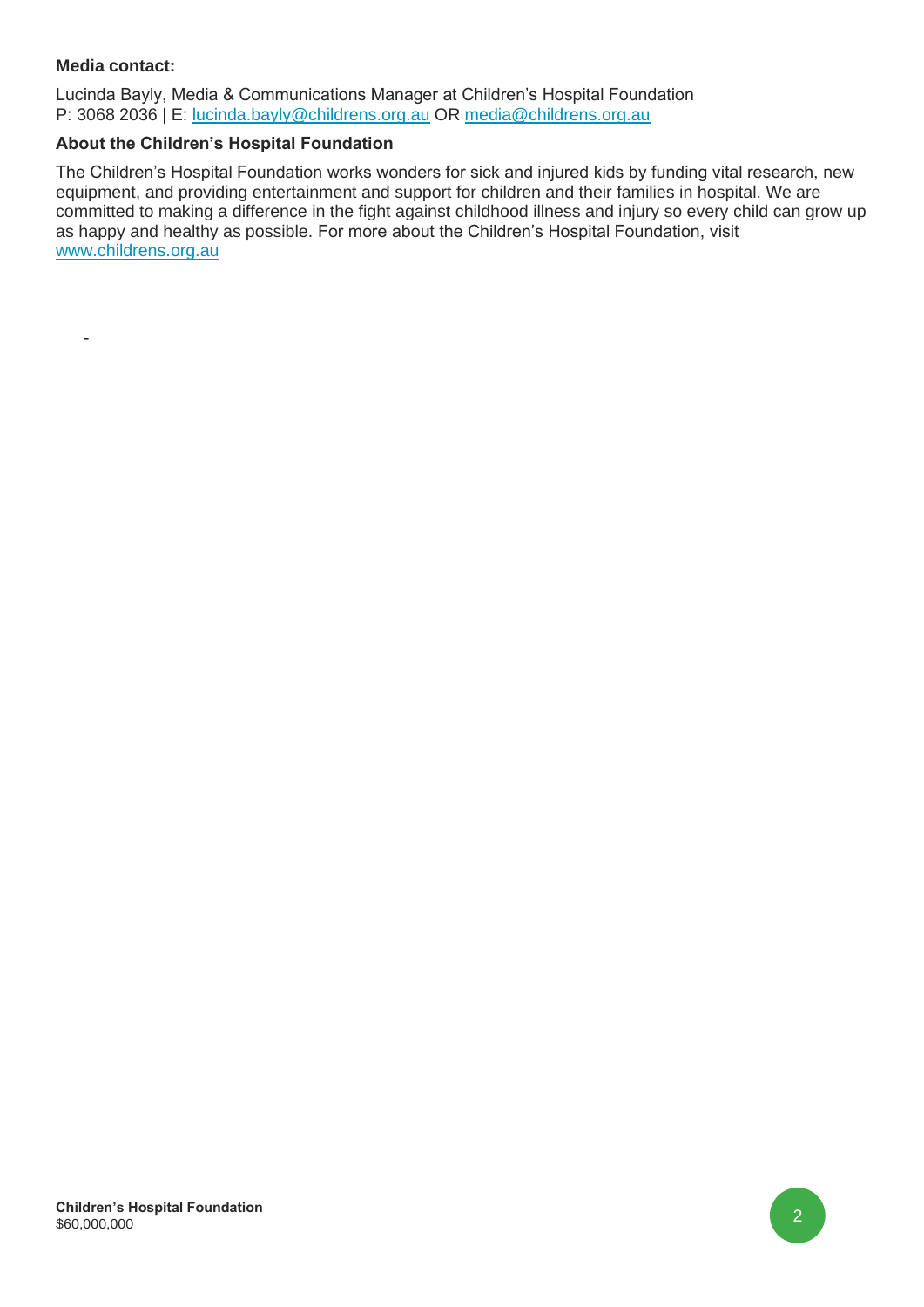**Media contact:**

Lucinda Bayly, Media & Communications Manager at Children's Hospital Foundation
P: 3068 2036 | E: lucinda.bayly@childrens.org.au OR media@childrens.org.au

**About the Children's Hospital Foundation**

The Children's Hospital Foundation works wonders for sick and injured kids by funding vital research, new equipment, and providing entertainment and support for children and their families in hospital. We are committed to making a difference in the fight against childhood illness and injury so every child can grow up as happy and healthy as possible. For more about the Children's Hospital Foundation, visit www.childrens.org.au

-